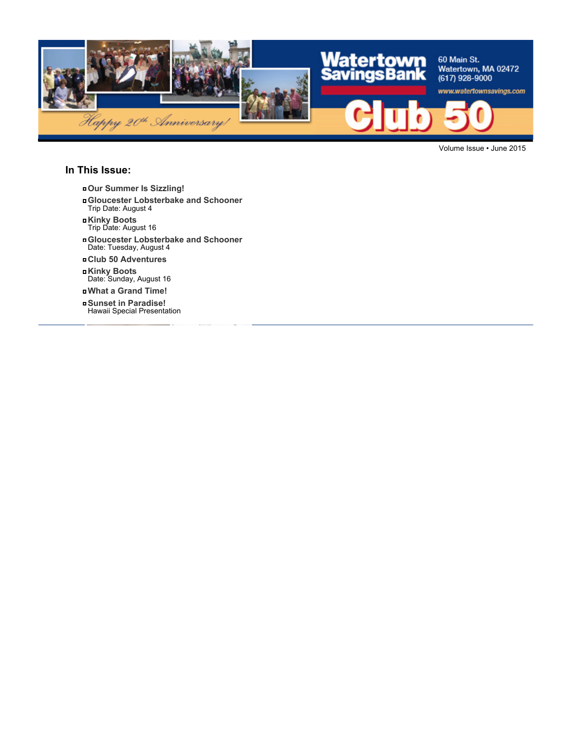Watertown Savings Bank

60 Main St.
Watertown, MA 02472
(617) 928-9000
www.watertownsavings.com

# Club 50

*Happy 20th Anniversary!*

Volume Issue • June 2015

## In This Issue:

- **Our Summer Is Sizzling!**
- **Gloucester Lobsterbake and Schooner**
  Trip Date: August 4
- **Kinky Boots**
  Trip Date: August 16
- **Gloucester Lobsterbake and Schooner**
  Date: Tuesday, August 4
- **Club 50 Adventures**
- **Kinky Boots**
  Date: Sunday, August 16
- **What a Grand Time!**
- **Sunset in Paradise!**
  Hawaii Special Presentation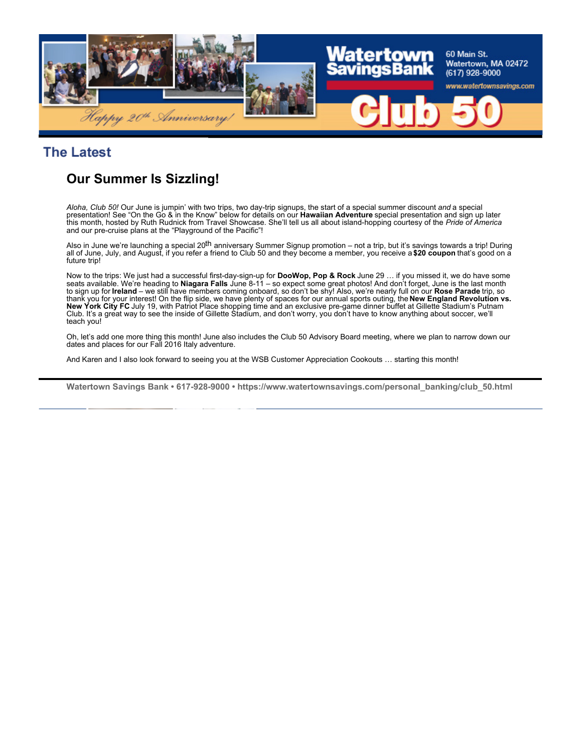## The Latest

### Our Summer Is Sizzling!

*Aloha, Club 50!* Our June is jumpin' with two trips, two day-trip signups, the start of a special summer discount *and* a special presentation! See "On the Go & in the Know" below for details on our **Hawaiian Adventure** special presentation and sign up later this month, hosted by Ruth Rudnick from Travel Showcase. She'll tell us all about island-hopping courtesy of the *Pride of America* and our pre-cruise plans at the "Playground of the Pacific"!

Also in June we're launching a special 20th anniversary Summer Signup promotion – not a trip, but it's savings towards a trip! During all of June, July, and August, if you refer a friend to Club 50 and they become a member, you receive a **$20 coupon** that's good on a future trip!

Now to the trips: We just had a successful first-day-sign-up for **DooWop, Pop & Rock** June 29 … if you missed it, we do have some seats available. We're heading to **Niagara Falls** June 8-11 – so expect some great photos! And don't forget, June is the last month to sign up for **Ireland** – we still have members coming onboard, so don't be shy! Also, we're nearly full on our **Rose Parade** trip, so thank you for your interest! On the flip side, we have plenty of spaces for our annual sports outing, the **New England Revolution vs. New York City FC** July 19, with Patriot Place shopping time and an exclusive pre-game dinner buffet at Gillette Stadium's Putnam Club. It's a great way to see the inside of Gillette Stadium, and don't worry, you don't have to know anything about soccer, we'll teach you!

Oh, let's add one more thing this month! June also includes the Club 50 Advisory Board meeting, where we plan to narrow down our dates and places for our Fall 2016 Italy adventure.

And Karen and I also look forward to seeing you at the WSB Customer Appreciation Cookouts … starting this month!

**Watertown Savings Bank • 617-928-9000 • https://www.watertownsavings.com/personal_banking/club_50.html**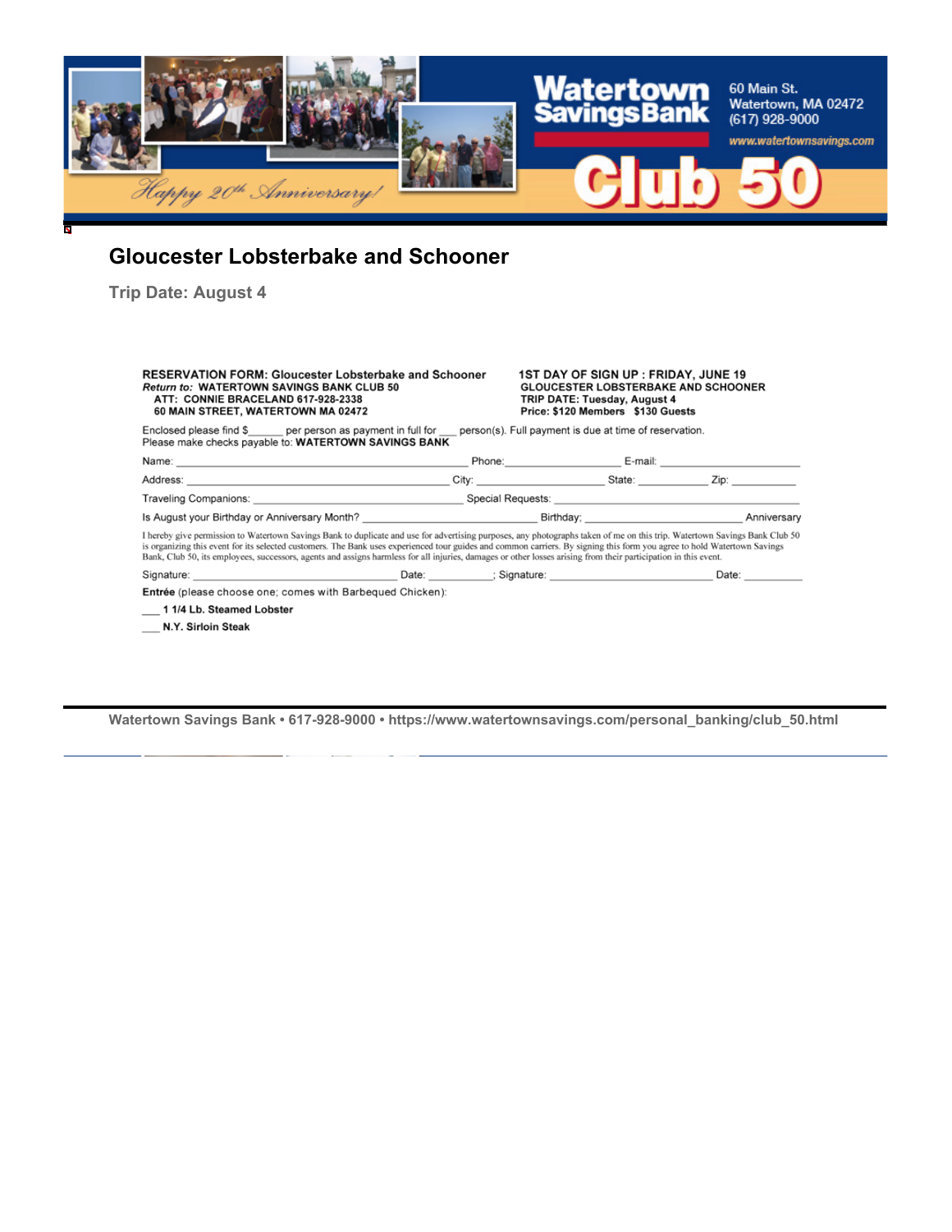## Gloucester Lobsterbake and Schooner

**Trip Date: August 4**

**RESERVATION FORM: Gloucester Lobsterbake and Schooner**
***Return to:*** **WATERTOWN SAVINGS BANK CLUB 50**
**ATT: CONNIE BRACELAND 617-928-2338**
**60 MAIN STREET, WATERTOWN MA 02472**

**1ST DAY OF SIGN UP : FRIDAY, JUNE 19**
**GLOUCESTER LOBSTERBAKE AND SCHOONER**
**TRIP DATE: Tuesday, August 4**
**Price: $120 Members   $130 Guests**

Enclosed please find $______ per person as payment in full for ___ person(s). Full payment is due at time of reservation.
Please make checks payable to: **WATERTOWN SAVINGS BANK**

Name: ______________________________ Phone: ________________ E-mail: ________________

Address: ______________________________ City: ________________ State: __________ Zip: __________

Traveling Companions: ______________________________ Special Requests: ______________________________

Is August your Birthday or Anniversary Month? ____________________ Birthday; ____________________ Anniversary

I hereby give permission to Watertown Savings Bank to duplicate and use for advertising purposes, any photographs taken of me on this trip. Watertown Savings Bank Club 50 is organizing this event for its selected customers. The Bank uses experienced tour guides and common carriers. By signing this form you agree to hold Watertown Savings Bank, Club 50, its employees, successors, agents and assigns harmless for all injuries, damages or other losses arising from their participation in this event.

Signature: ______________________ Date: __________; Signature: ______________________ Date: __________

**Entrée** (please choose one; comes with Barbequed Chicken):

___ **1 1/4 Lb. Steamed Lobster**

___ **N.Y. Sirloin Steak**

**Watertown Savings Bank • 617-928-9000 • https://www.watertownsavings.com/personal_banking/club_50.html**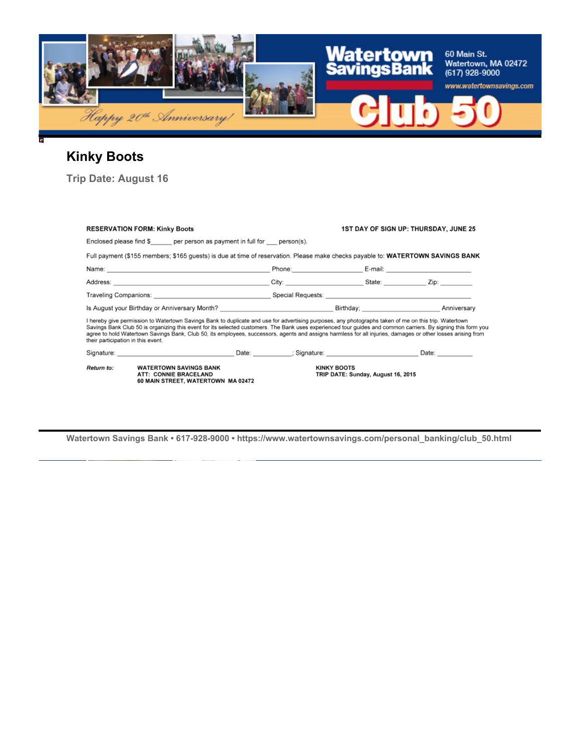Watertown Savings Bank

60 Main St.
Watertown, MA 02472
(617) 928-9000
www.watertownsavings.com

Happy 20th Anniversary!

Club 50

## Kinky Boots

### Trip Date: August 16

**RESERVATION FORM: Kinky Boots** **1ST DAY OF SIGN UP: THURSDAY, JUNE 25**

Enclosed please find $______ per person as payment in full for ___ person(s).

Full payment ($155 members; $165 guests) is due at time of reservation. Please make checks payable to: **WATERTOWN SAVINGS BANK**

Name: ______________________ Phone: ______________ E-mail: ______________

Address: ______________________ City: ______________ State: __________ Zip: ________

Traveling Companions: ______________________ Special Requests: ______________________

Is August your Birthday or Anniversary Month? ______________________ Birthday; ______________ Anniversary

I hereby give permission to Watertown Savings Bank to duplicate and use for advertising purposes, any photographs taken of me on this trip. Watertown Savings Bank Club 50 is organizing this event for its selected customers. The Bank uses experienced tour guides and common carriers. By signing this form you agree to hold Watertown Savings Bank, Club 50, its employees, successors, agents and assigns harmless for all injuries, damages or other losses arising from their participation in this event.

Signature: ______________________ Date: __________; Signature: ______________________ Date: __________

*Return to:* **WATERTOWN SAVINGS BANK**
**ATT: CONNIE BRACELAND**
**60 MAIN STREET, WATERTOWN MA 02472**

**KINKY BOOTS**
**TRIP DATE: Sunday, August 16, 2015**

Watertown Savings Bank • 617-928-9000 • https://www.watertownsavings.com/personal_banking/club_50.html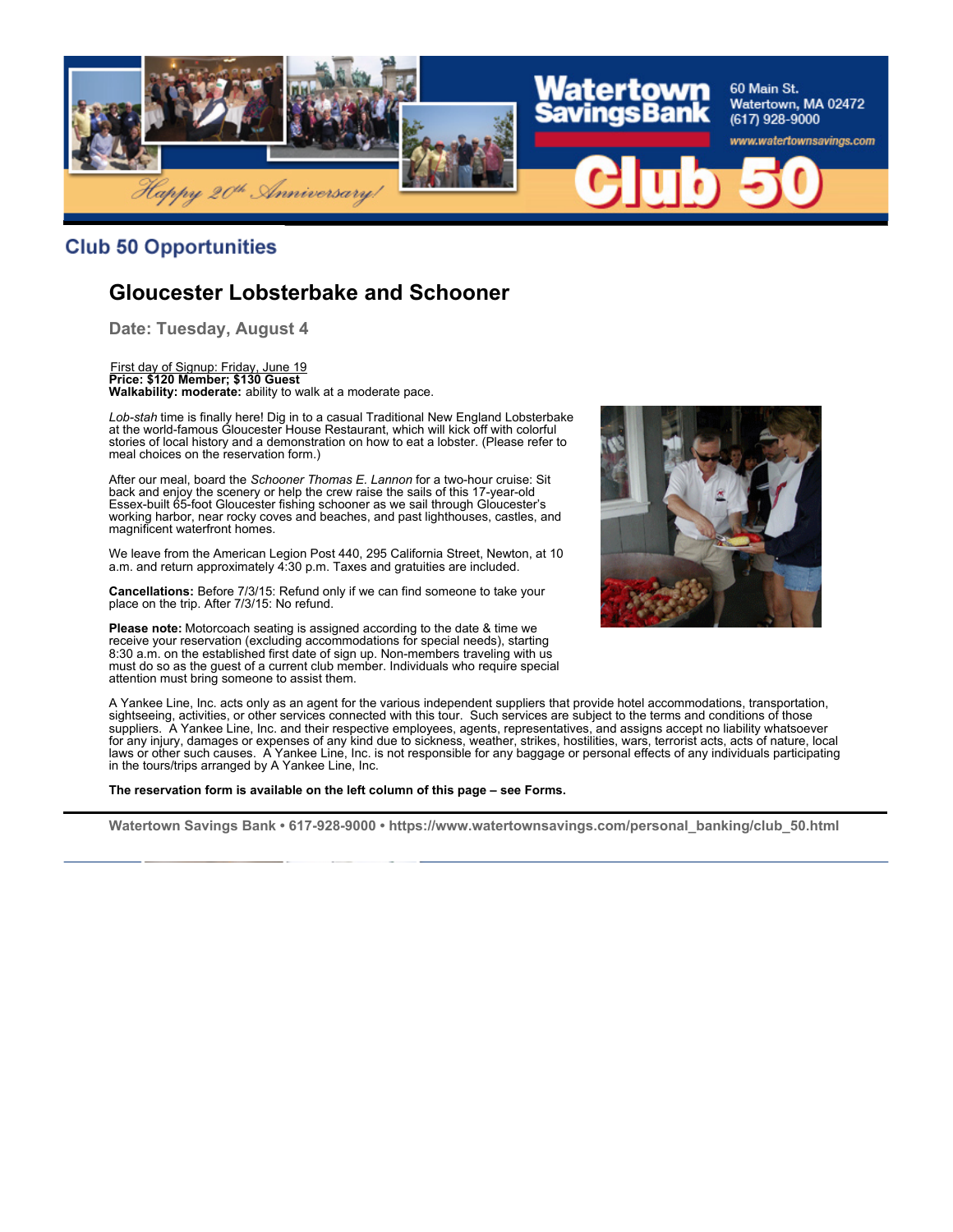## Club 50 Opportunities

### Gloucester Lobsterbake and Schooner

**Date: Tuesday, August 4**

First day of Signup: Friday, June 19
**Price: $120 Member; $130 Guest**
**Walkability: moderate:** ability to walk at a moderate pace.

*Lob-stah* time is finally here! Dig in to a casual Traditional New England Lobsterbake at the world-famous Gloucester House Restaurant, which will kick off with colorful stories of local history and a demonstration on how to eat a lobster. (Please refer to meal choices on the reservation form.)

After our meal, board the *Schooner Thomas E. Lannon* for a two-hour cruise: Sit back and enjoy the scenery or help the crew raise the sails of this 17-year-old Essex-built 65-foot Gloucester fishing schooner as we sail through Gloucester's working harbor, near rocky coves and beaches, and past lighthouses, castles, and magnificent waterfront homes.

We leave from the American Legion Post 440, 295 California Street, Newton, at 10 a.m. and return approximately 4:30 p.m. Taxes and gratuities are included.

**Cancellations:** Before 7/3/15: Refund only if we can find someone to take your place on the trip. After 7/3/15: No refund.

**Please note:** Motorcoach seating is assigned according to the date & time we receive your reservation (excluding accommodations for special needs), starting 8:30 a.m. on the established first date of sign up. Non-members traveling with us must do so as the guest of a current club member. Individuals who require special attention must bring someone to assist them.

A Yankee Line, Inc. acts only as an agent for the various independent suppliers that provide hotel accommodations, transportation, sightseeing, activities, or other services connected with this tour. Such services are subject to the terms and conditions of those suppliers. A Yankee Line, Inc. and their respective employees, agents, representatives, and assigns accept no liability whatsoever for any injury, damages or expenses of any kind due to sickness, weather, strikes, hostilities, wars, terrorist acts, acts of nature, local laws or other such causes. A Yankee Line, Inc. is not responsible for any baggage or personal effects of any individuals participating in the tours/trips arranged by A Yankee Line, Inc.

**The reservation form is available on the left column of this page – see Forms.**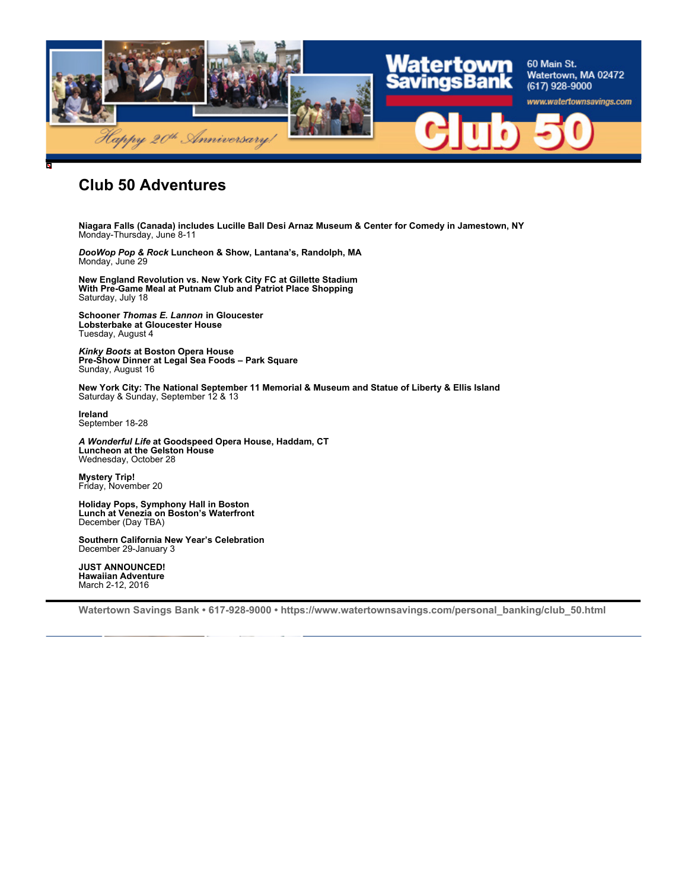Watertown Savings Bank

60 Main St.
Watertown, MA 02472
(617) 928-9000
www.watertownsavings.com

Happy 20th Anniversary!

Club 50

# Club 50 Adventures

**Niagara Falls (Canada) includes Lucille Ball Desi Arnaz Museum & Center for Comedy in Jamestown, NY**
Monday-Thursday, June 8-11

***DooWop Pop & Rock* Luncheon & Show, Lantana's, Randolph, MA**
Monday, June 29

**New England Revolution vs. New York City FC at Gillette Stadium**
**With Pre-Game Meal at Putnam Club and Patriot Place Shopping**
Saturday, July 18

**Schooner *Thomas E. Lannon* in Gloucester**
**Lobsterbake at Gloucester House**
Tuesday, August 4

***Kinky Boots* at Boston Opera House**
**Pre-Show Dinner at Legal Sea Foods – Park Square**
Sunday, August 16

**New York City: The National September 11 Memorial & Museum and Statue of Liberty & Ellis Island**
Saturday & Sunday, September 12 & 13

**Ireland**
September 18-28

***A Wonderful Life* at Goodspeed Opera House, Haddam, CT**
**Luncheon at the Gelston House**
Wednesday, October 28

**Mystery Trip!**
Friday, November 20

**Holiday Pops, Symphony Hall in Boston**
**Lunch at Venezia on Boston's Waterfront**
December (Day TBA)

**Southern California New Year's Celebration**
December 29-January 3

**JUST ANNOUNCED!**
**Hawaiian Adventure**
March 2-12, 2016

**Watertown Savings Bank • 617-928-9000 • https://www.watertownsavings.com/personal_banking/club_50.html**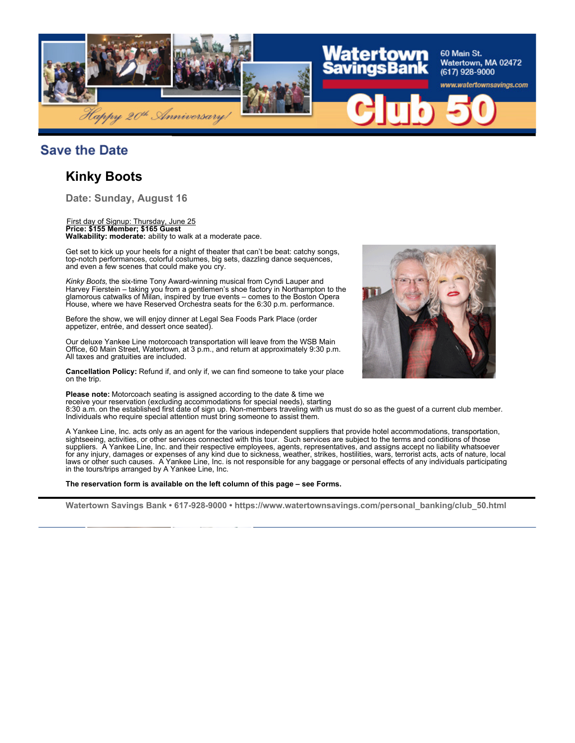Watertown Savings Bank
60 Main St.
Watertown, MA 02472
(617) 928-9000
www.watertownsavings.com

Happy 20th Anniversary!

# Club 50

## Save the Date

### Kinky Boots

**Date: Sunday, August 16**

First day of Signup: Thursday, June 25
**Price: $155 Member; $165 Guest**
**Walkability: moderate:** ability to walk at a moderate pace.

Get set to kick up your heels for a night of theater that can't be beat: catchy songs, top-notch performances, colorful costumes, big sets, dazzling dance sequences, and even a few scenes that could make you cry.

*Kinky Boots,* the six-time Tony Award-winning musical from Cyndi Lauper and Harvey Fierstein – taking you from a gentlemen's shoe factory in Northampton to the glamorous catwalks of Milan, inspired by true events – comes to the Boston Opera House, where we have Reserved Orchestra seats for the 6:30 p.m. performance.

Before the show, we will enjoy dinner at Legal Sea Foods Park Place (order appetizer, entrée, and dessert once seated).

Our deluxe Yankee Line motorcoach transportation will leave from the WSB Main Office, 60 Main Street, Watertown, at 3 p.m., and return at approximately 9:30 p.m. All taxes and gratuities are included.

**Cancellation Policy:** Refund if, and only if, we can find someone to take your place on the trip.

**Please note:** Motorcoach seating is assigned according to the date & time we receive your reservation (excluding accommodations for special needs), starting 8:30 a.m. on the established first date of sign up. Non-members traveling with us must do so as the guest of a current club member. Individuals who require special attention must bring someone to assist them.

A Yankee Line, Inc. acts only as an agent for the various independent suppliers that provide hotel accommodations, transportation, sightseeing, activities, or other services connected with this tour. Such services are subject to the terms and conditions of those suppliers. A Yankee Line, Inc. and their respective employees, agents, representatives, and assigns accept no liability whatsoever for any injury, damages or expenses of any kind due to sickness, weather, strikes, hostilities, wars, terrorist acts, acts of nature, local laws or other such causes. A Yankee Line, Inc. is not responsible for any baggage or personal effects of any individuals participating in the tours/trips arranged by A Yankee Line, Inc.

**The reservation form is available on the left column of this page – see Forms.**

**Watertown Savings Bank • 617-928-9000 • https://www.watertownsavings.com/personal_banking/club_50.html**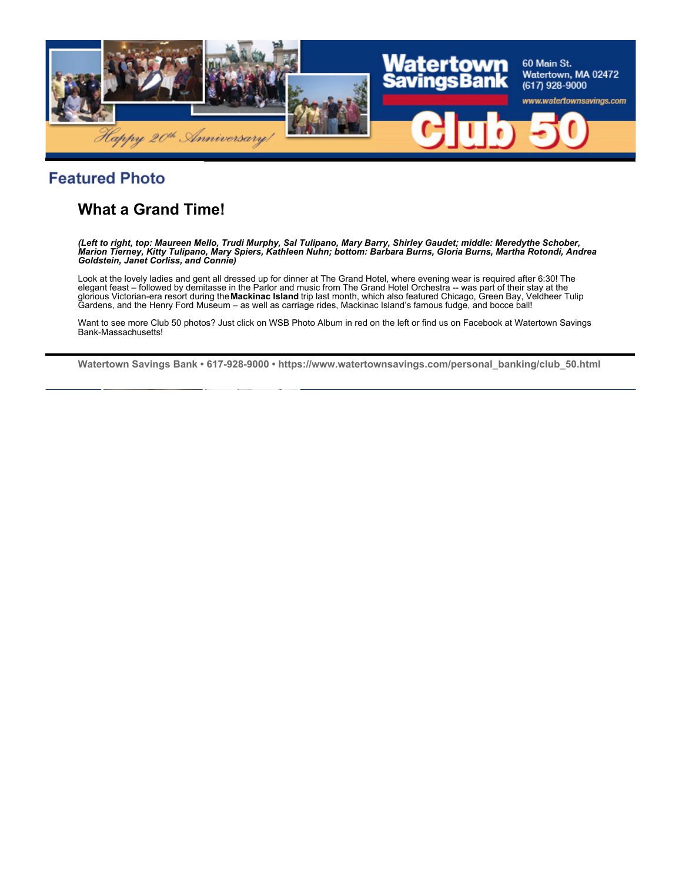Watertown Savings Bank
60 Main St.
Watertown, MA 02472
(617) 928-9000
www.watertownsavings.com

Happy 20th Anniversary!

Club 50

## Featured Photo

### What a Grand Time!

***(Left to right, top: Maureen Mello, Trudi Murphy, Sal Tulipano, Mary Barry, Shirley Gaudet; middle: Meredythe Schober, Marion Tierney, Kitty Tulipano, Mary Spiers, Kathleen Nuhn; bottom: Barbara Burns, Gloria Burns, Martha Rotondi, Andrea Goldstein, Janet Corliss, and Connie)***

Look at the lovely ladies and gent all dressed up for dinner at The Grand Hotel, where evening wear is required after 6:30! The elegant feast – followed by demitasse in the Parlor and music from The Grand Hotel Orchestra -- was part of their stay at the glorious Victorian-era resort during the **Mackinac Island** trip last month, which also featured Chicago, Green Bay, Veldheer Tulip Gardens, and the Henry Ford Museum – as well as carriage rides, Mackinac Island's famous fudge, and bocce ball!

Want to see more Club 50 photos? Just click on WSB Photo Album in red on the left or find us on Facebook at Watertown Savings Bank-Massachusetts!

---

**Watertown Savings Bank • 617-928-9000 • https://www.watertownsavings.com/personal_banking/club_50.html**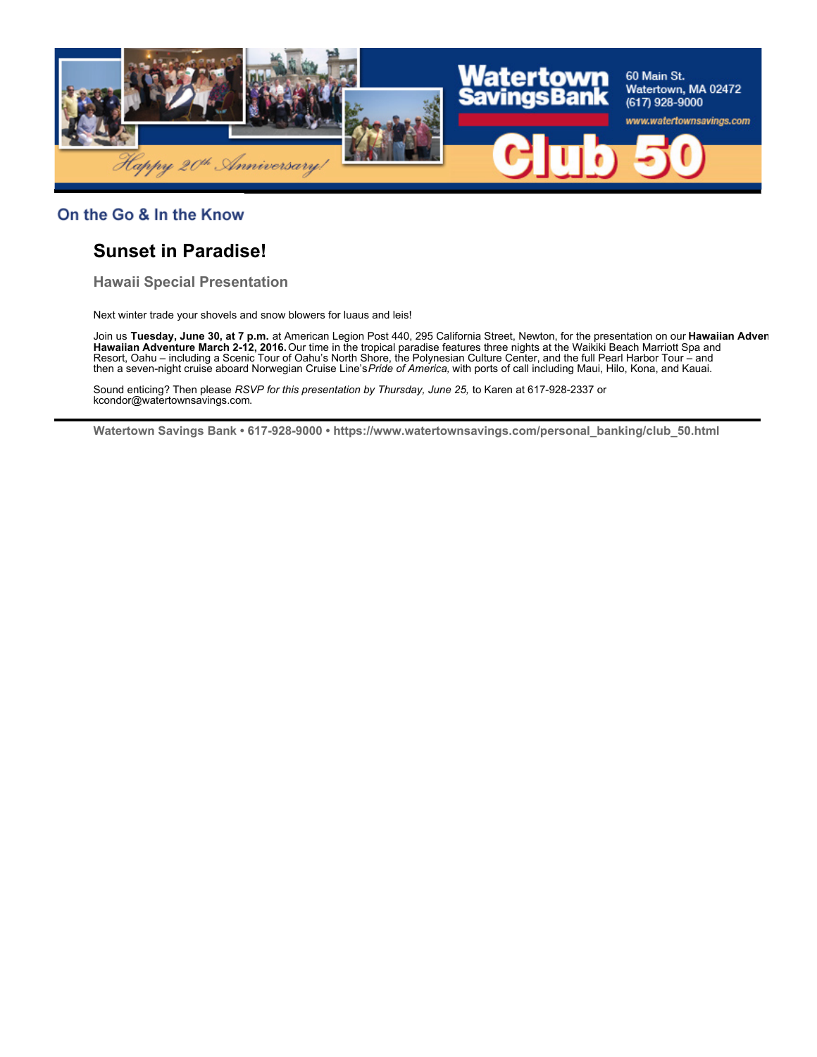On the Go & In the Know

## Sunset in Paradise!

### Hawaii Special Presentation

Next winter trade your shovels and snow blowers for luaus and leis!

Join us **Tuesday, June 30, at 7 p.m.** at American Legion Post 440, 295 California Street, Newton, for the presentation on our **Hawaiian Adven Hawaiian Adventure March 2-12, 2016.** Our time in the tropical paradise features three nights at the Waikiki Beach Marriott Spa and Resort, Oahu – including a Scenic Tour of Oahu's North Shore, the Polynesian Culture Center, and the full Pearl Harbor Tour – and then a seven-night cruise aboard Norwegian Cruise Line's *Pride of America,* with ports of call including Maui, Hilo, Kona, and Kauai.

Sound enticing? Then please *RSVP for this presentation by Thursday, June 25,* to Karen at 617-928-2337 or kcondor@watertownsavings.com.

---

**Watertown Savings Bank • 617-928-9000 • https://www.watertownsavings.com/personal_banking/club_50.html**